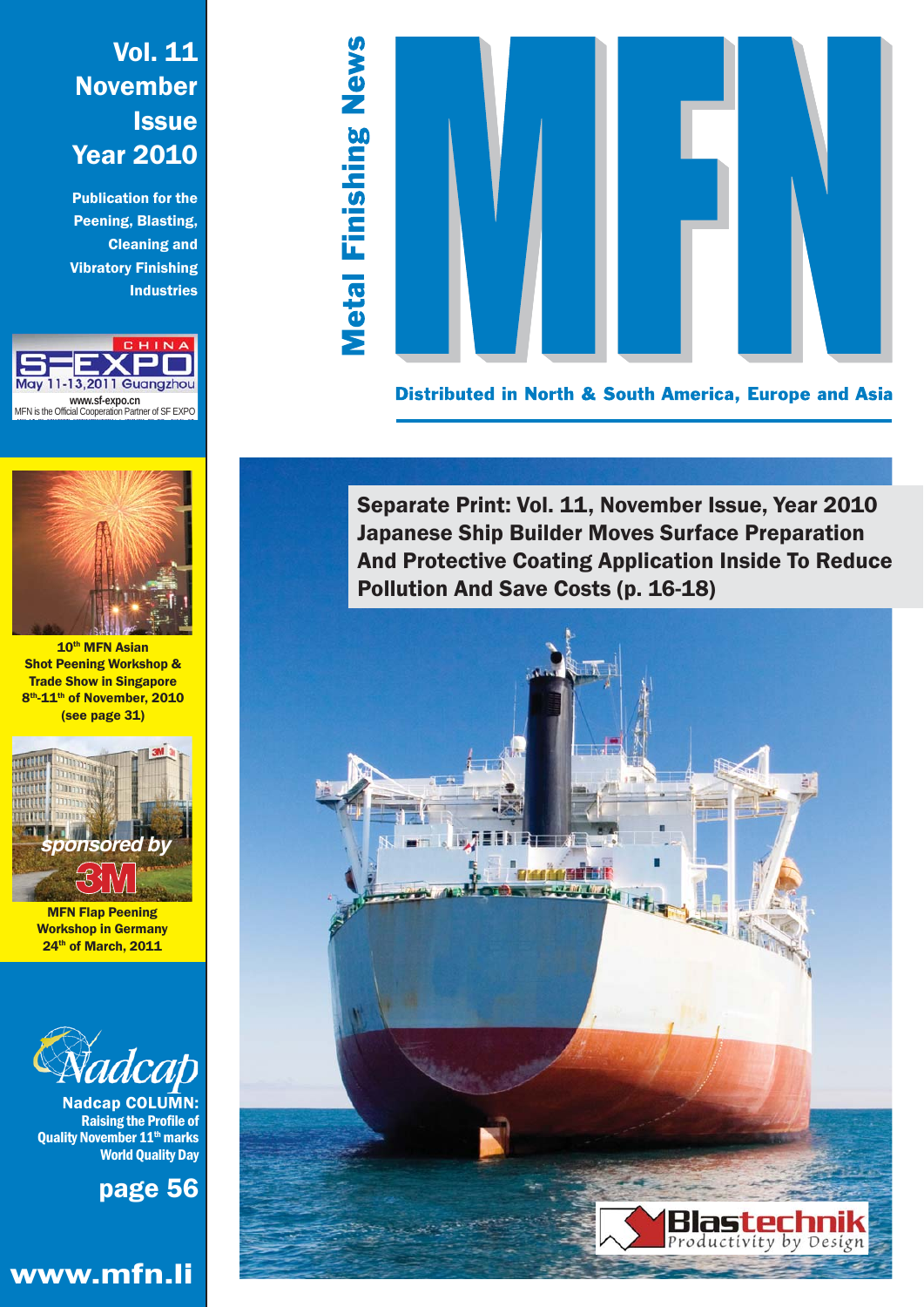# MFN

## Metal Finishing News

Vol. 11
November
Issue
Year 2010

Publication for the Peening, Blasting, Cleaning and Vibratory Finishing Industries

CHINA SF EXPO
May 11-13, 2011 Guangzhou
www.sf-expo.cn
MFN is the Official Cooperation Partner of SF EXPO

**Distributed in North & South America, Europe and Asia**

**Separate Print: Vol. 11, November Issue, Year 2010**
**Japanese Ship Builder Moves Surface Preparation And Protective Coating Application Inside To Reduce Pollution And Save Costs (p. 16-18)**

10th MFN Asian Shot Peening Workshop & Trade Show in Singapore
8th-11th of November, 2010
(see page 31)

sponsored by 3M

MFN Flap Peening Workshop in Germany
24th of March, 2011

Nadcap

Nadcap COLUMN:
Raising the Profile of Quality November 11th marks World Quality Day

page 56

Blastechnik
Productivity by Design

www.mfn.li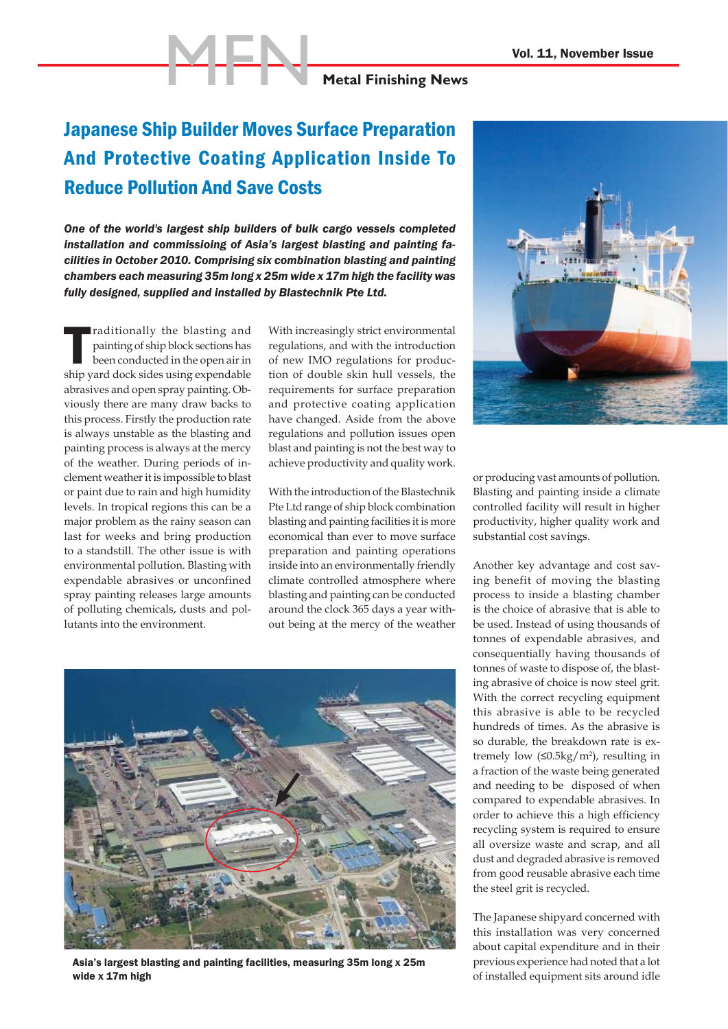# Japanese Ship Builder Moves Surface Preparation And Protective Coating Application Inside To Reduce Pollution And Save Costs

***One of the world's largest ship builders of bulk cargo vessels completed installation and commissioing of Asia's largest blasting and painting facilities in October 2010. Comprising six combination blasting and painting chambers each measuring 35m long x 25m wide x 17m high the facility was fully designed, supplied and installed by Blastechnik Pte Ltd.***

Traditionally the blasting and painting of ship block sections has been conducted in the open air in ship yard dock sides using expendable abrasives and open spray painting. Obviously there are many draw backs to this process. Firstly the production rate is always unstable as the blasting and painting process is always at the mercy of the weather. During periods of inclement weather it is impossible to blast or paint due to rain and high humidity levels. In tropical regions this can be a major problem as the rainy season can last for weeks and bring production to a standstill. The other issue is with environmental pollution. Blasting with expendable abrasives or unconfined spray painting releases large amounts of polluting chemicals, dusts and pollutants into the environment.

With increasingly strict environmental regulations, and with the introduction of new IMO regulations for production of double skin hull vessels, the requirements for surface preparation and protective coating application have changed. Aside from the above regulations and pollution issues open blast and painting is not the best way to achieve productivity and quality work.

With the introduction of the Blastechnik Pte Ltd range of ship block combination blasting and painting facilities it is more economical than ever to move surface preparation and painting operations inside into an environmentally friendly climate controlled atmosphere where blasting and painting can be conducted around the clock 365 days a year without being at the mercy of the weather or producing vast amounts of pollution. Blasting and painting inside a climate controlled facility will result in higher productivity, higher quality work and substantial cost savings.

Asia's largest blasting and painting facilities, measuring 35m long x 25m wide x 17m high

Another key advantage and cost saving benefit of moving the blasting process to inside a blasting chamber is the choice of abrasive that is able to be used. Instead of using thousands of tonnes of expendable abrasives, and consequentially having thousands of tonnes of waste to dispose of, the blasting abrasive of choice is now steel grit. With the correct recycling equipment this abrasive is able to be recycled hundreds of times. As the abrasive is so durable, the breakdown rate is extremely low (≤0.5kg/m$^2$), resulting in a fraction of the waste being generated and needing to be disposed of when compared to expendable abrasives. In order to achieve this a high efficiency recycling system is required to ensure all oversize waste and scrap, and all dust and degraded abrasive is removed from good reusable abrasive each time the steel grit is recycled.

The Japanese shipyard concerned with this installation was very concerned about capital expenditure and in their previous experience had noted that a lot of installed equipment sits around idle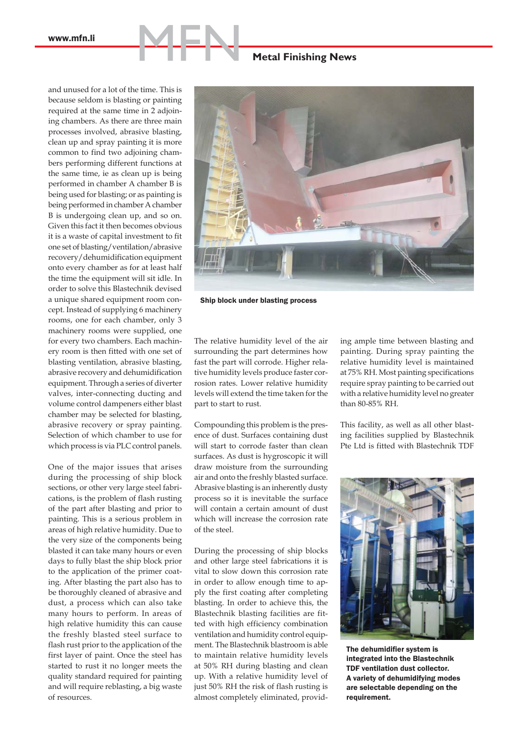and unused for a lot of the time. This is because seldom is blasting or painting required at the same time in 2 adjoining chambers. As there are three main processes involved, abrasive blasting, clean up and spray painting it is more common to find two adjoining chambers performing different functions at the same time, ie as clean up is being performed in chamber A chamber B is being used for blasting; or as painting is being performed in chamber A chamber B is undergoing clean up, and so on. Given this fact it then becomes obvious it is a waste of capital investment to fit one set of blasting/ventilation/abrasive recovery/dehumidification equipment onto every chamber as for at least half the time the equipment will sit idle. In order to solve this Blastechnik devised a unique shared equipment room concept. Instead of supplying 6 machinery rooms, one for each chamber, only 3 machinery rooms were supplied, one for every two chambers. Each machinery room is then fitted with one set of blasting ventilation, abrasive blasting, abrasive recovery and dehumidification equipment. Through a series of diverter valves, inter-connecting ducting and volume control dampeners either blast chamber may be selected for blasting, abrasive recovery or spray painting. Selection of which chamber to use for which process is via PLC control panels.

One of the major issues that arises during the processing of ship block sections, or other very large steel fabrications, is the problem of flash rusting of the part after blasting and prior to painting. This is a serious problem in areas of high relative humidity. Due to the very size of the components being blasted it can take many hours or even days to fully blast the ship block prior to the application of the primer coating. After blasting the part also has to be thoroughly cleaned of abrasive and dust, a process which can also take many hours to perform. In areas of high relative humidity this can cause the freshly blasted steel surface to flash rust prior to the application of the first layer of paint. Once the steel has started to rust it no longer meets the quality standard required for painting and will require reblasting, a big waste of resources.

**Ship block under blasting process**

The relative humidity level of the air surrounding the part determines how fast the part will corrode. Higher relative humidity levels produce faster corrosion rates. Lower relative humidity levels will extend the time taken for the part to start to rust.

Compounding this problem is the presence of dust. Surfaces containing dust will start to corrode faster than clean surfaces. As dust is hygroscopic it will draw moisture from the surrounding air and onto the freshly blasted surface. Abrasive blasting is an inherently dusty process so it is inevitable the surface will contain a certain amount of dust which will increase the corrosion rate of the steel.

During the processing of ship blocks and other large steel fabrications it is vital to slow down this corrosion rate in order to allow enough time to apply the first coating after completing blasting. In order to achieve this, the Blastechnik blasting facilities are fitted with high efficiency combination ventilation and humidity control equipment. The Blastechnik blastroom is able to maintain relative humidity levels at 50% RH during blasting and clean up. With a relative humidity level of just 50% RH the risk of flash rusting is almost completely eliminated, providing ample time between blasting and painting. During spray painting the relative humidity level is maintained at 75% RH. Most painting specifications require spray painting to be carried out with a relative humidity level no greater than 80-85% RH.

This facility, as well as all other blasting facilities supplied by Blastechnik Pte Ltd is fitted with Blastechnik TDF

**The dehumidifier system is integrated into the Blastechnik TDF ventilation dust collector. A variety of dehumidifying modes are selectable depending on the requirement.**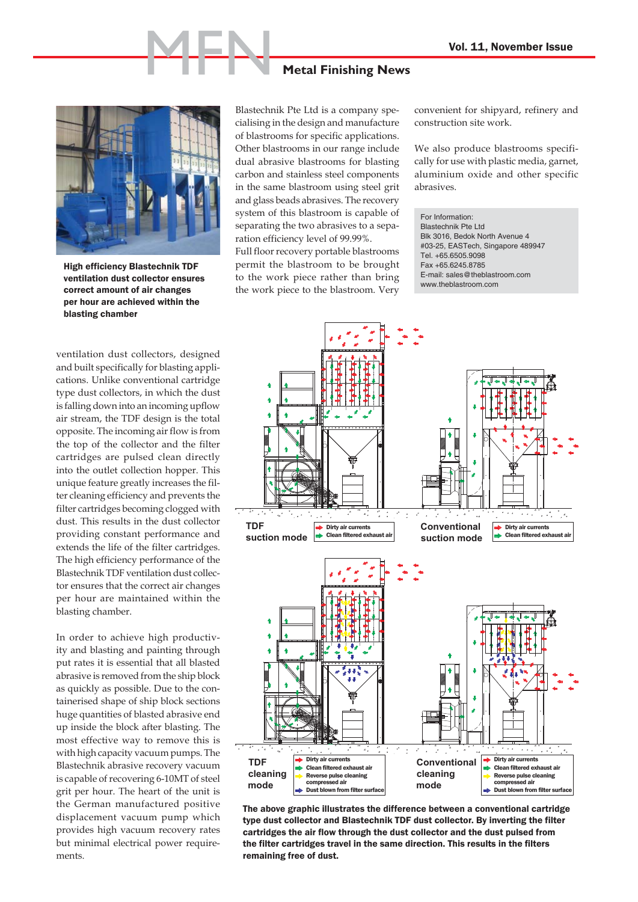High efficiency Blastechnik TDF ventilation dust collector ensures correct amount of air changes per hour are achieved within the blasting chamber

ventilation dust collectors, designed and built specifically for blasting applications. Unlike conventional cartridge type dust collectors, in which the dust is falling down into an incoming upflow air stream, the TDF design is the total opposite. The incoming air flow is from the top of the collector and the filter cartridges are pulsed clean directly into the outlet collection hopper. This unique feature greatly increases the filter cleaning efficiency and prevents the filter cartridges becoming clogged with dust. This results in the dust collector providing constant performance and extends the life of the filter cartridges. The high efficiency performance of the Blastechnik TDF ventilation dust collector ensures that the correct air changes per hour are maintained within the blasting chamber.

In order to achieve high productivity and blasting and painting through put rates it is essential that all blasted abrasive is removed from the ship block as quickly as possible. Due to the containerised shape of ship block sections huge quantities of blasted abrasive end up inside the block after blasting. The most effective way to remove this is with high capacity vacuum pumps. The Blastechnik abrasive recovery vacuum is capable of recovering 6-10MT of steel grit per hour. The heart of the unit is the German manufactured positive displacement vacuum pump which provides high vacuum recovery rates but minimal electrical power requirements.

Blastechnik Pte Ltd is a company specialising in the design and manufacture of blastrooms for specific applications. Other blastrooms in our range include dual abrasive blastrooms for blasting carbon and stainless steel components in the same blastroom using steel grit and glass beads abrasives. The recovery system of this blastroom is capable of separating the two abrasives to a separation efficiency level of 99.99%.

Full floor recovery portable blastrooms permit the blastroom to be brought to the work piece rather than bring the work piece to the blastroom. Very convenient for shipyard, refinery and construction site work.

We also produce blastrooms specifically for use with plastic media, garnet, aluminium oxide and other specific abrasives.

For Information:
Blastechnik Pte Ltd
Blk 3016, Bedok North Avenue 4
#03-25, EASTech, Singapore 489947
Tel. +65.6505.9098
Fax +65.6245.8785
E-mail: sales@theblastroom.com
www.theblastroom.com

TDF suction mode
Dirty air currents
Clean filtered exhaust air

Conventional suction mode
Dirty air currents
Clean filtered exhaust air

TDF cleaning mode
Dirty air currents
Clean filtered exhaust air
Reverse pulse cleaning compressed air
Dust blown from filter surface

Conventional cleaning mode
Dirty air currents
Clean filtered exhaust air
Reverse pulse cleaning compressed air
Dust blown from filter surface

The above graphic illustrates the difference between a conventional cartridge type dust collector and Blastechnik TDF dust collector. By inverting the filter cartridges the air flow through the dust collector and the dust pulsed from the filter cartridges travel in the same direction. This results in the filters remaining free of dust.